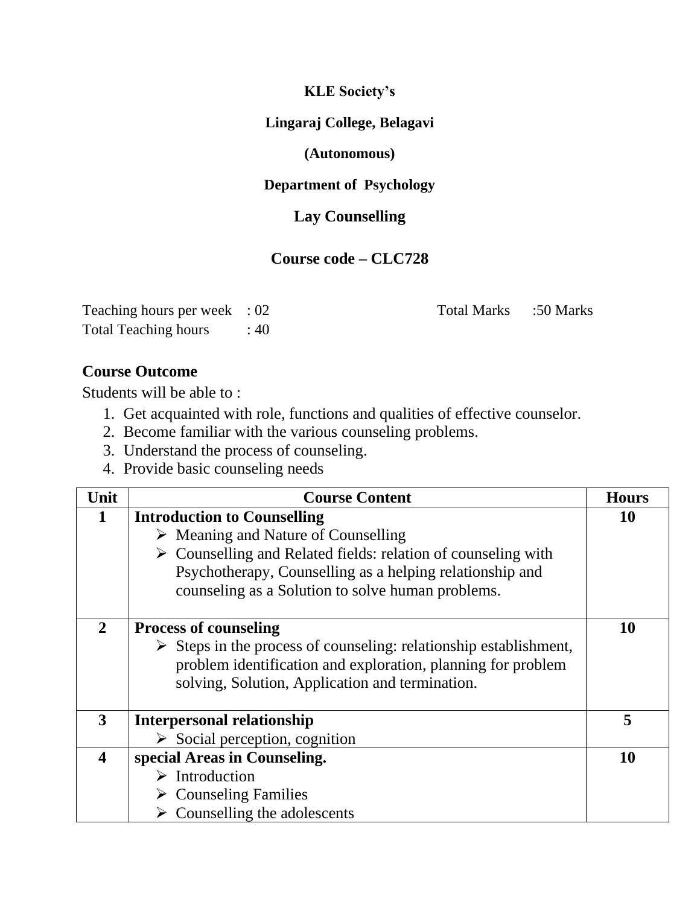**KLE Society's**

**Lingaraj College, Belagavi**

**(Autonomous)**

**Department of Psychology**

## Lay Counselling

## Course code – CLC728

Teaching hours per week : 02 | Total Marks : 50 Marks

Total Teaching hours : 40

### Course Outcome

Students will be able to :

1. Get acquainted with role, functions and qualities of effective counselor.
2. Become familiar with the various counseling problems.
3. Understand the process of counseling.
4. Provide basic counseling needs

| Unit | Course Content | Hours |
|---|---|---|
| **1** | **Introduction to Counselling**<br>➢ Meaning and Nature of Counselling<br>➢ Counselling and Related fields: relation of counseling with Psychotherapy, Counselling as a helping relationship and counseling as a Solution to solve human problems. | **10** |
| **2** | **Process of counseling**<br>➢ Steps in the process of counseling: relationship establishment, problem identification and exploration, planning for problem solving, Solution, Application and termination. | **10** |
| **3** | **Interpersonal relationship**<br>➢ Social perception, cognition | **5** |
| **4** | **special Areas in Counseling.**<br>➢ Introduction<br>➢ Counseling Families<br>➢ Counselling the adolescents | **10** |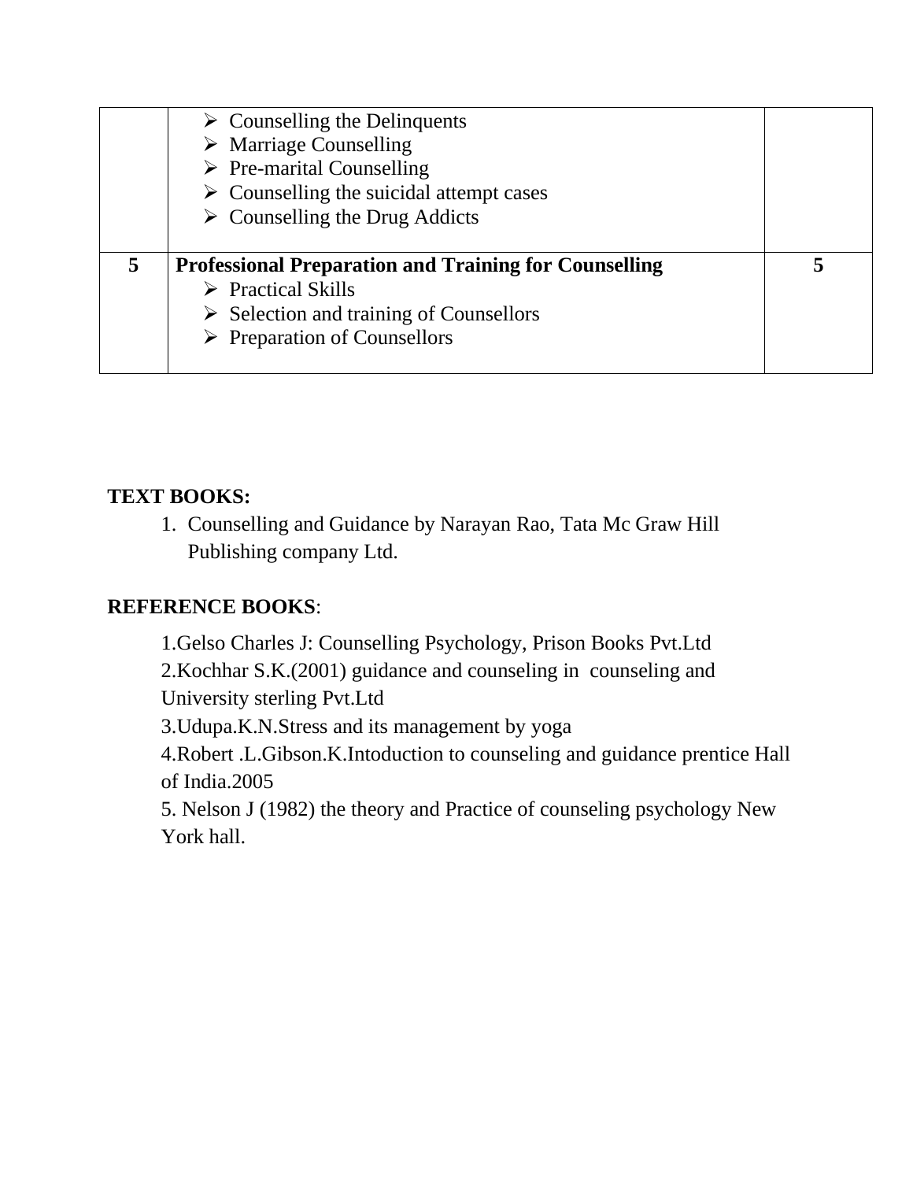| | | |
|---|---|---|
| | ➢ Counselling the Delinquents<br>➢ Marriage Counselling<br>➢ Pre-marital Counselling<br>➢ Counselling the suicidal attempt cases<br>➢ Counselling the Drug Addicts | |
| **5** | **Professional Preparation and Training for Counselling**<br>➢ Practical Skills<br>➢ Selection and training of Counsellors<br>➢ Preparation of Counsellors | **5** |

**TEXT BOOKS:**

1. Counselling and Guidance by Narayan Rao, Tata Mc Graw Hill Publishing company Ltd.

**REFERENCE BOOKS**:

1.Gelso Charles J: Counselling Psychology, Prison Books Pvt.Ltd
2.Kochhar S.K.(2001) guidance and counseling in counseling and University sterling Pvt.Ltd
3.Udupa.K.N.Stress and its management by yoga
4.Robert .L.Gibson.K.Intoduction to counseling and guidance prentice Hall of India.2005
5. Nelson J (1982) the theory and Practice of counseling psychology New York hall.